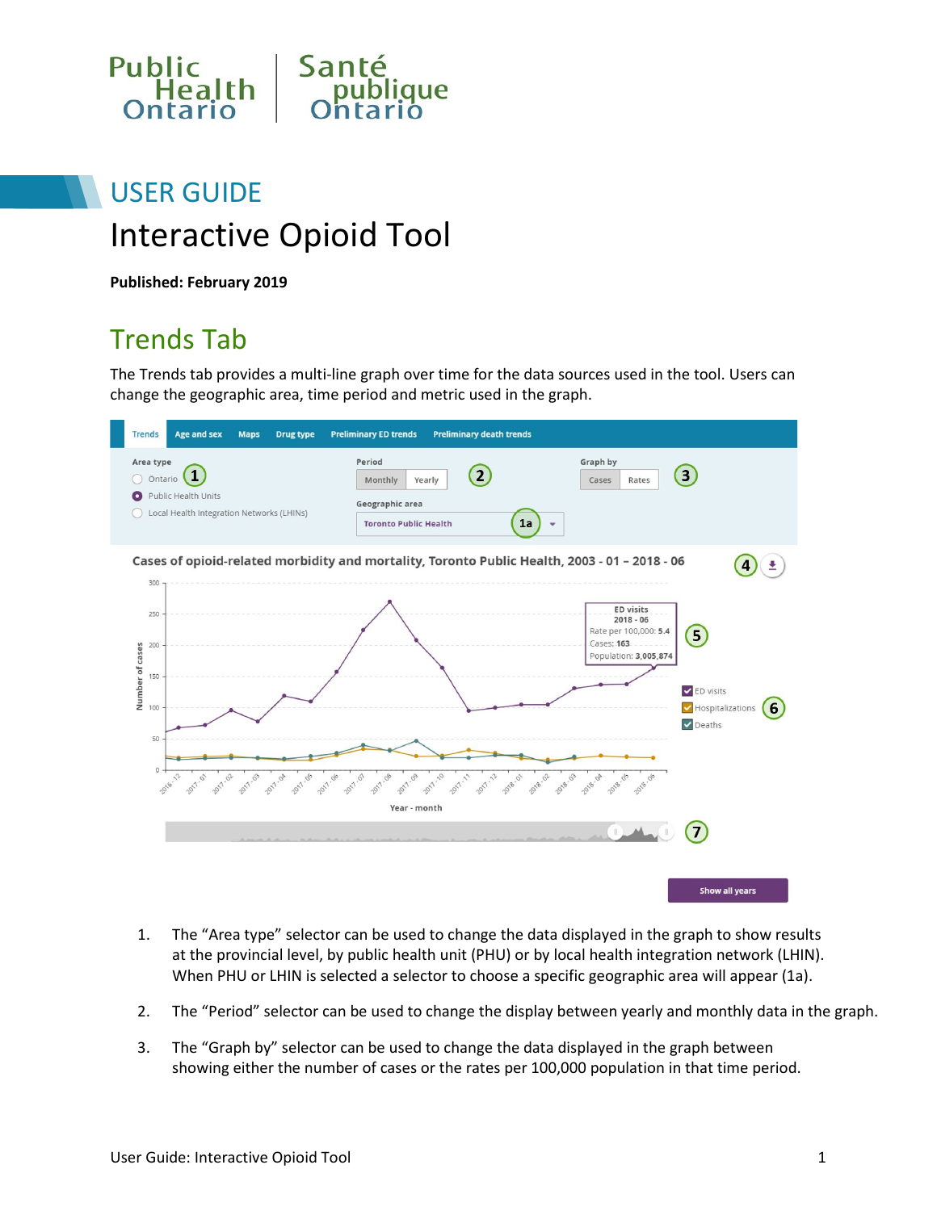Public Health Ontario | Santé publique Ontario

# USER GUIDE

# Interactive Opioid Tool

**Published: February 2019**

## Trends Tab

The Trends tab provides a multi-line graph over time for the data sources used in the tool. Users can change the geographic area, time period and metric used in the graph.

1. The "Area type" selector can be used to change the data displayed in the graph to show results at the provincial level, by public health unit (PHU) or by local health integration network (LHIN). When PHU or LHIN is selected a selector to choose a specific geographic area will appear (1a).
2. The "Period" selector can be used to change the display between yearly and monthly data in the graph.
3. The "Graph by" selector can be used to change the data displayed in the graph between showing either the number of cases or the rates per 100,000 population in that time period.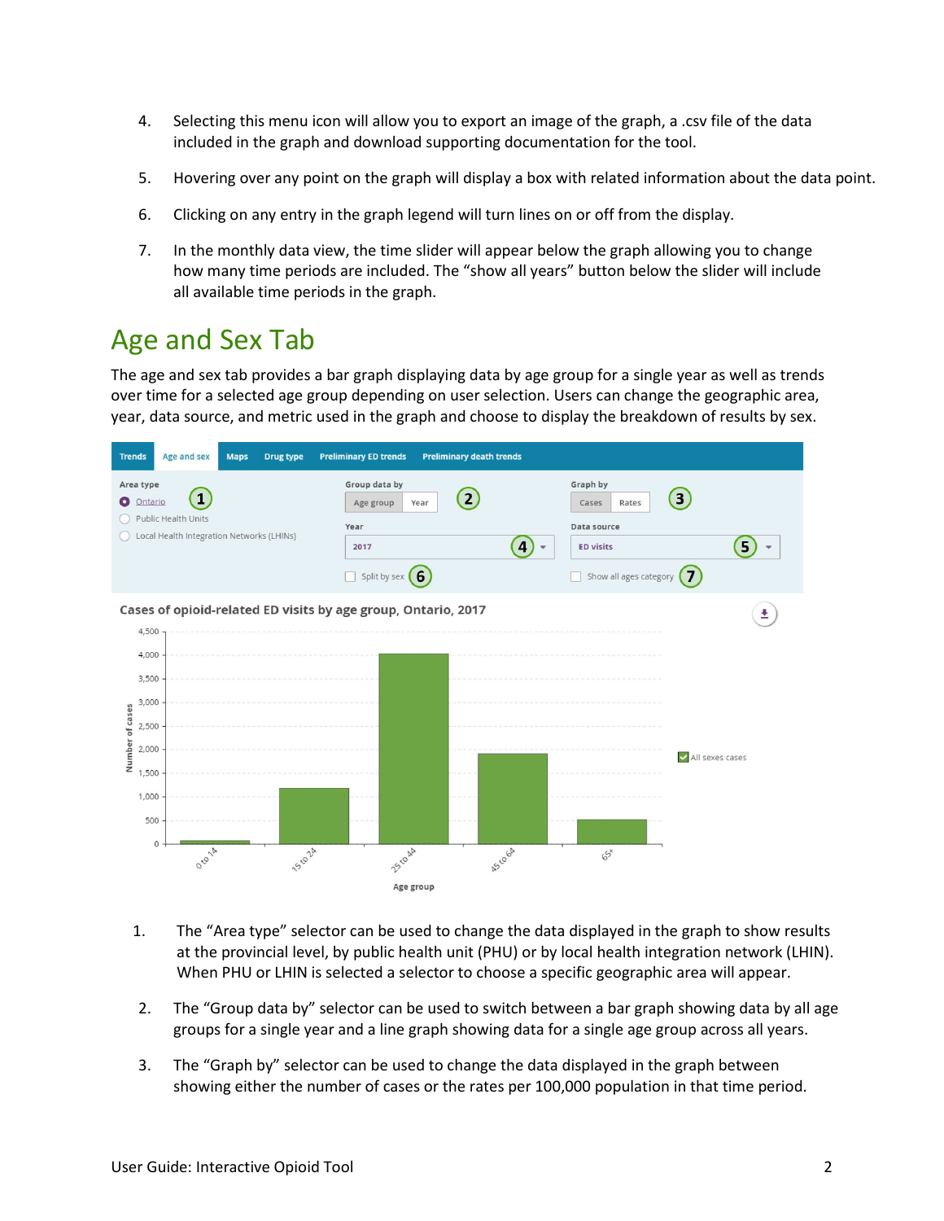4. Selecting this menu icon will allow you to export an image of the graph, a .csv file of the data included in the graph and download supporting documentation for the tool.

5. Hovering over any point on the graph will display a box with related information about the data point.

6. Clicking on any entry in the graph legend will turn lines on or off from the display.

7. In the monthly data view, the time slider will appear below the graph allowing you to change how many time periods are included. The "show all years" button below the slider will include all available time periods in the graph.

## Age and Sex Tab

The age and sex tab provides a bar graph displaying data by age group for a single year as well as trends over time for a selected age group depending on user selection. Users can change the geographic area, year, data source, and metric used in the graph and choose to display the breakdown of results by sex.

1. The "Area type" selector can be used to change the data displayed in the graph to show results at the provincial level, by public health unit (PHU) or by local health integration network (LHIN). When PHU or LHIN is selected a selector to choose a specific geographic area will appear.

2. The "Group data by" selector can be used to switch between a bar graph showing data by all age groups for a single year and a line graph showing data for a single age group across all years.

3. The "Graph by" selector can be used to change the data displayed in the graph between showing either the number of cases or the rates per 100,000 population in that time period.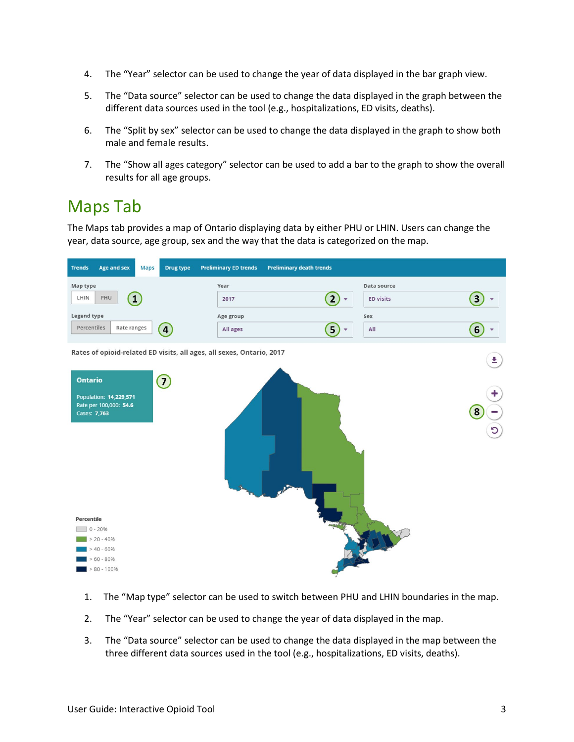4. The “Year” selector can be used to change the year of data displayed in the bar graph view.
5. The “Data source” selector can be used to change the data displayed in the graph between the different data sources used in the tool (e.g., hospitalizations, ED visits, deaths).
6. The “Split by sex” selector can be used to change the data displayed in the graph to show both male and female results.
7. The “Show all ages category” selector can be used to add a bar to the graph to show the overall results for all age groups.

## Maps Tab

The Maps tab provides a map of Ontario displaying data by either PHU or LHIN. Users can change the year, data source, age group, sex and the way that the data is categorized on the map.

1. The “Map type” selector can be used to switch between PHU and LHIN boundaries in the map.
2. The “Year” selector can be used to change the year of data displayed in the map.
3. The “Data source” selector can be used to change the data displayed in the map between the three different data sources used in the tool (e.g., hospitalizations, ED visits, deaths).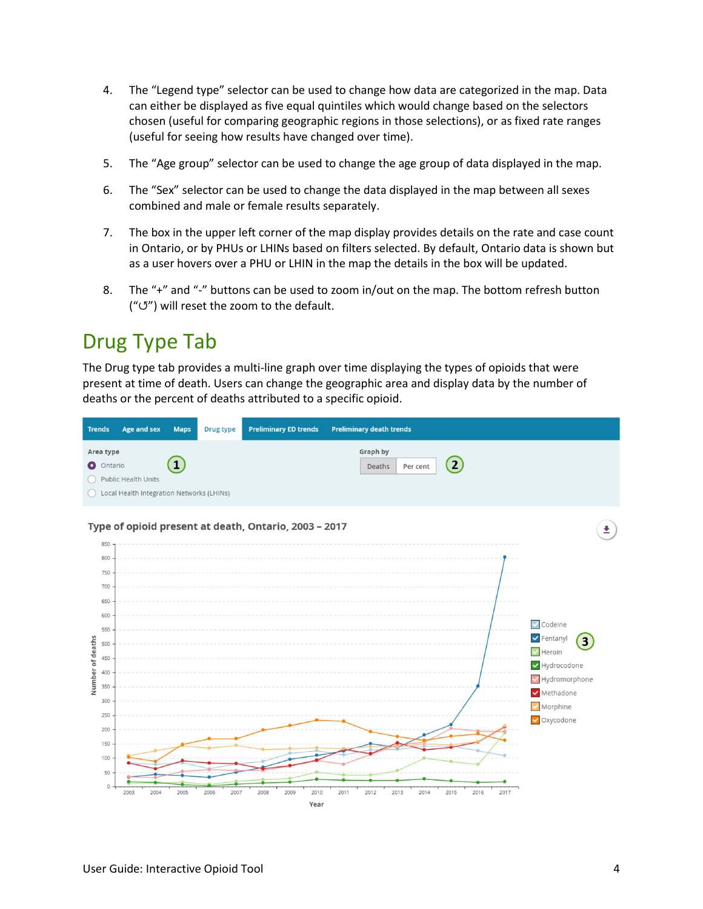4. The “Legend type” selector can be used to change how data are categorized in the map. Data can either be displayed as five equal quintiles which would change based on the selectors chosen (useful for comparing geographic regions in those selections), or as fixed rate ranges (useful for seeing how results have changed over time).

5. The “Age group” selector can be used to change the age group of data displayed in the map.

6. The “Sex” selector can be used to change the data displayed in the map between all sexes combined and male or female results separately.

7. The box in the upper left corner of the map display provides details on the rate and case count in Ontario, or by PHUs or LHINs based on filters selected. By default, Ontario data is shown but as a user hovers over a PHU or LHIN in the map the details in the box will be updated.

8. The “+” and “-” buttons can be used to zoom in/out on the map. The bottom refresh button (“↺”) will reset the zoom to the default.

## Drug Type Tab

The Drug type tab provides a multi-line graph over time displaying the types of opioids that were present at time of death. Users can change the geographic area and display data by the number of deaths or the percent of deaths attributed to a specific opioid.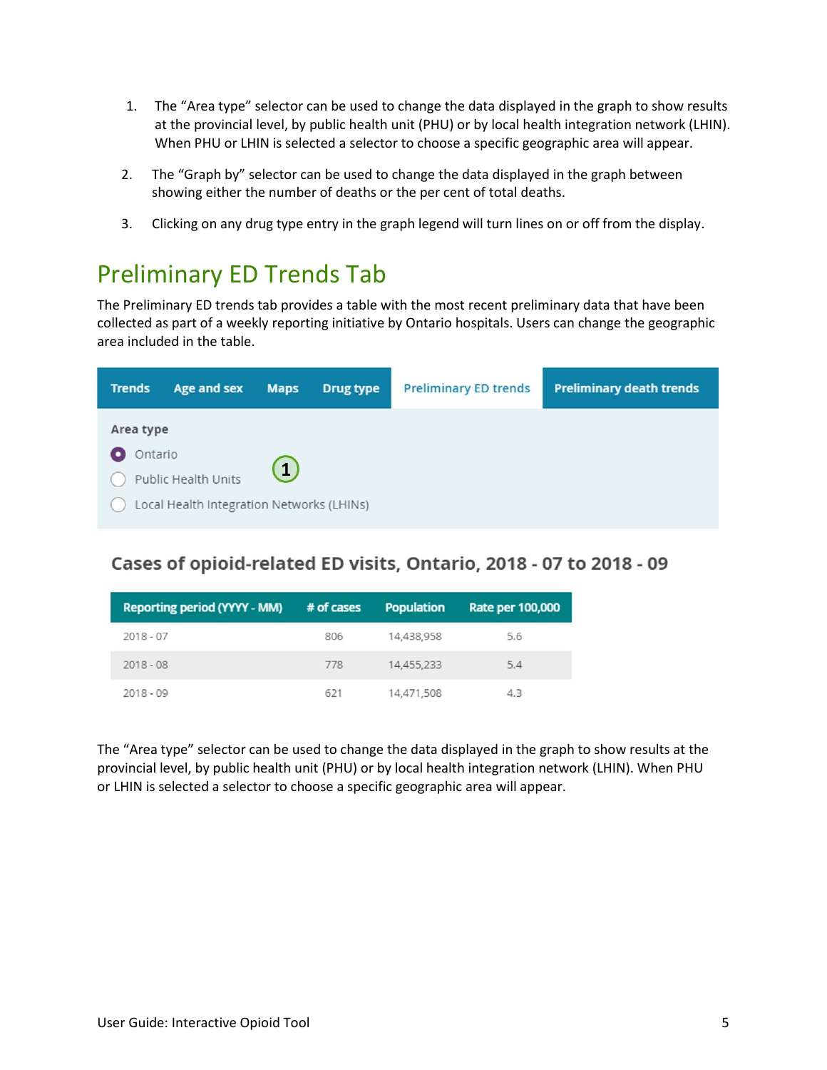1. The “Area type” selector can be used to change the data displayed in the graph to show results at the provincial level, by public health unit (PHU) or by local health integration network (LHIN). When PHU or LHIN is selected a selector to choose a specific geographic area will appear.
2. The “Graph by” selector can be used to change the data displayed in the graph between showing either the number of deaths or the per cent of total deaths.
3. Clicking on any drug type entry in the graph legend will turn lines on or off from the display.

## Preliminary ED Trends Tab

The Preliminary ED trends tab provides a table with the most recent preliminary data that have been collected as part of a weekly reporting initiative by Ontario hospitals. Users can change the geographic area included in the table.

Trends | Age and sex | Maps | Drug type | Preliminary ED trends | Preliminary death trends

**Area type**

- (selected) Ontario
- Public Health Units
- Local Health Integration Networks (LHINs)

(1)

**Cases of opioid-related ED visits, Ontario, 2018 - 07 to 2018 - 09**

| Reporting period (YYYY - MM) | # of cases | Population | Rate per 100,000 |
|---|---|---|---|
| 2018 - 07 | 806 | 14,438,958 | 5.6 |
| 2018 - 08 | 778 | 14,455,233 | 5.4 |
| 2018 - 09 | 621 | 14,471,508 | 4.3 |

The “Area type” selector can be used to change the data displayed in the graph to show results at the provincial level, by public health unit (PHU) or by local health integration network (LHIN). When PHU or LHIN is selected a selector to choose a specific geographic area will appear.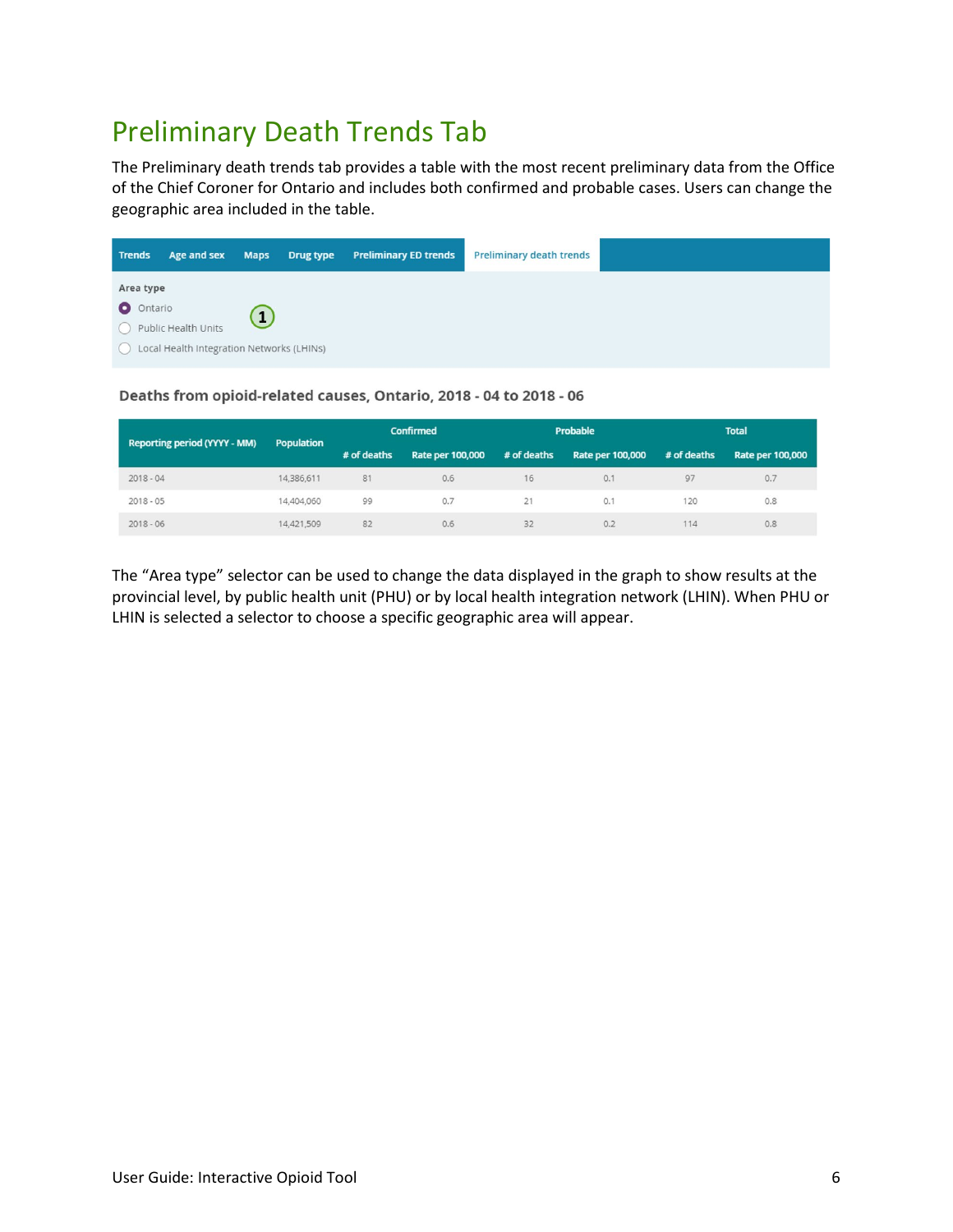# Preliminary Death Trends Tab

The Preliminary death trends tab provides a table with the most recent preliminary data from the Office of the Chief Coroner for Ontario and includes both confirmed and probable cases. Users can change the geographic area included in the table.

Trends | Age and sex | Maps | Drug type | Preliminary ED trends | Preliminary death trends

**Area type**

- Ontario
- Public Health Units
- Local Health Integration Networks (LHINs)

(1)

**Deaths from opioid-related causes, Ontario, 2018 - 04 to 2018 - 06**

| Reporting period (YYYY - MM) | Population | Confirmed | | Probable | | Total | |
|---|---|---|---|---|---|---|---|
| | | # of deaths | Rate per 100,000 | # of deaths | Rate per 100,000 | # of deaths | Rate per 100,000 |
| 2018 - 04 | 14,386,611 | 81 | 0.6 | 16 | 0.1 | 97 | 0.7 |
| 2018 - 05 | 14,404,060 | 99 | 0.7 | 21 | 0.1 | 120 | 0.8 |
| 2018 - 06 | 14,421,509 | 82 | 0.6 | 32 | 0.2 | 114 | 0.8 |

The "Area type" selector can be used to change the data displayed in the graph to show results at the provincial level, by public health unit (PHU) or by local health integration network (LHIN). When PHU or LHIN is selected a selector to choose a specific geographic area will appear.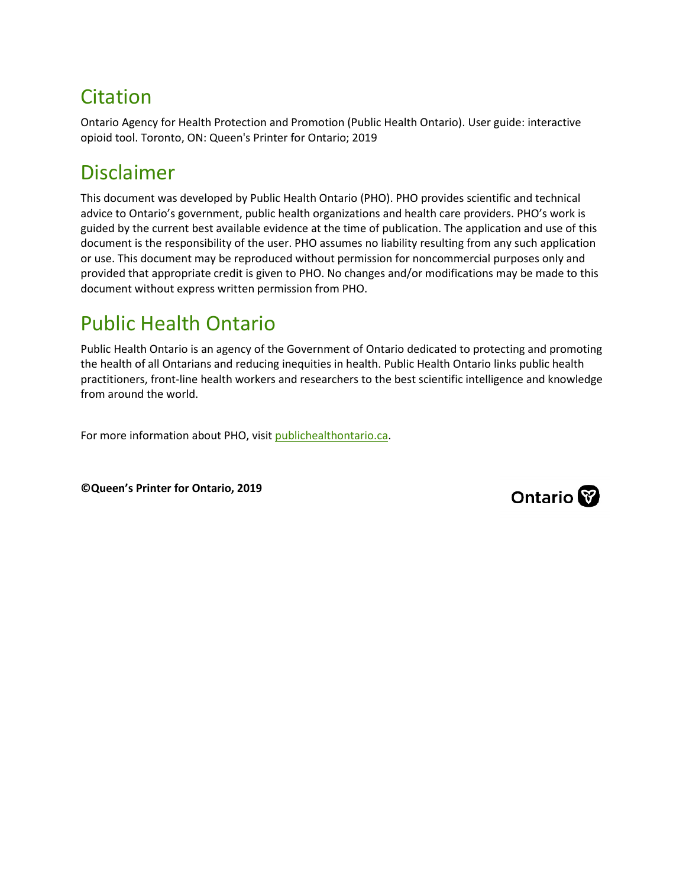## Citation

Ontario Agency for Health Protection and Promotion (Public Health Ontario). User guide: interactive opioid tool. Toronto, ON: Queen's Printer for Ontario; 2019

## Disclaimer

This document was developed by Public Health Ontario (PHO). PHO provides scientific and technical advice to Ontario's government, public health organizations and health care providers. PHO's work is guided by the current best available evidence at the time of publication. The application and use of this document is the responsibility of the user. PHO assumes no liability resulting from any such application or use. This document may be reproduced without permission for noncommercial purposes only and provided that appropriate credit is given to PHO. No changes and/or modifications may be made to this document without express written permission from PHO.

## Public Health Ontario

Public Health Ontario is an agency of the Government of Ontario dedicated to protecting and promoting the health of all Ontarians and reducing inequities in health. Public Health Ontario links public health practitioners, front-line health workers and researchers to the best scientific intelligence and knowledge from around the world.

For more information about PHO, visit publichealthontario.ca.

**©Queen's Printer for Ontario, 2019**

Ontario